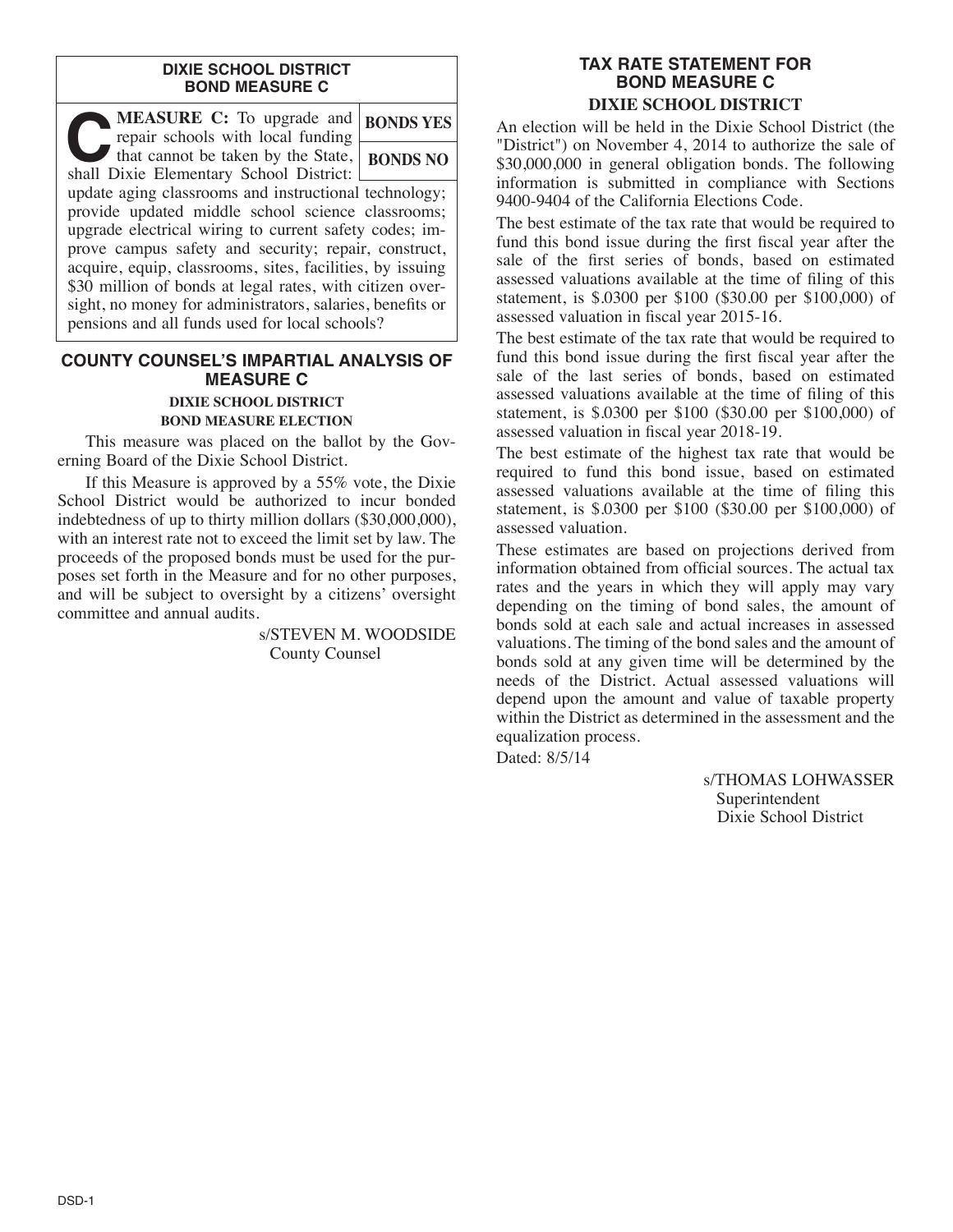## DIXIE SCHOOL DISTRICT BOND MEASURE C

| | |
|---|---|
| **MEASURE C:** To upgrade and repair schools with local funding that cannot be taken by the State, shall Dixie Elementary School District: update aging classrooms and instructional technology; provide updated middle school science classrooms; upgrade electrical wiring to current safety codes; improve campus safety and security; repair, construct, acquire, equip, classrooms, sites, facilities, by issuing $30 million of bonds at legal rates, with citizen oversight, no money for administrators, salaries, benefits or pensions and all funds used for local schools? | **BONDS YES** / **BONDS NO** |

## COUNTY COUNSEL'S IMPARTIAL ANALYSIS OF MEASURE C

### DIXIE SCHOOL DISTRICT BOND MEASURE ELECTION

This measure was placed on the ballot by the Governing Board of the Dixie School District.

If this Measure is approved by a 55% vote, the Dixie School District would be authorized to incur bonded indebtedness of up to thirty million dollars ($30,000,000), with an interest rate not to exceed the limit set by law. The proceeds of the proposed bonds must be used for the purposes set forth in the Measure and for no other purposes, and will be subject to oversight by a citizens' oversight committee and annual audits.

s/STEVEN M. WOODSIDE
County Counsel

## TAX RATE STATEMENT FOR BOND MEASURE C

### DIXIE SCHOOL DISTRICT

An election will be held in the Dixie School District (the "District") on November 4, 2014 to authorize the sale of $30,000,000 in general obligation bonds. The following information is submitted in compliance with Sections 9400-9404 of the California Elections Code.

The best estimate of the tax rate that would be required to fund this bond issue during the first fiscal year after the sale of the first series of bonds, based on estimated assessed valuations available at the time of filing of this statement, is $.0300 per $100 ($30.00 per $100,000) of assessed valuation in fiscal year 2015-16.

The best estimate of the tax rate that would be required to fund this bond issue during the first fiscal year after the sale of the last series of bonds, based on estimated assessed valuations available at the time of filing of this statement, is $.0300 per $100 ($30.00 per $100,000) of assessed valuation in fiscal year 2018-19.

The best estimate of the highest tax rate that would be required to fund this bond issue, based on estimated assessed valuations available at the time of filing this statement, is $.0300 per $100 ($30.00 per $100,000) of assessed valuation.

These estimates are based on projections derived from information obtained from official sources. The actual tax rates and the years in which they will apply may vary depending on the timing of bond sales, the amount of bonds sold at each sale and actual increases in assessed valuations. The timing of the bond sales and the amount of bonds sold at any given time will be determined by the needs of the District. Actual assessed valuations will depend upon the amount and value of taxable property within the District as determined in the assessment and the equalization process.

Dated: 8/5/14

s/THOMAS LOHWASSER
Superintendent
Dixie School District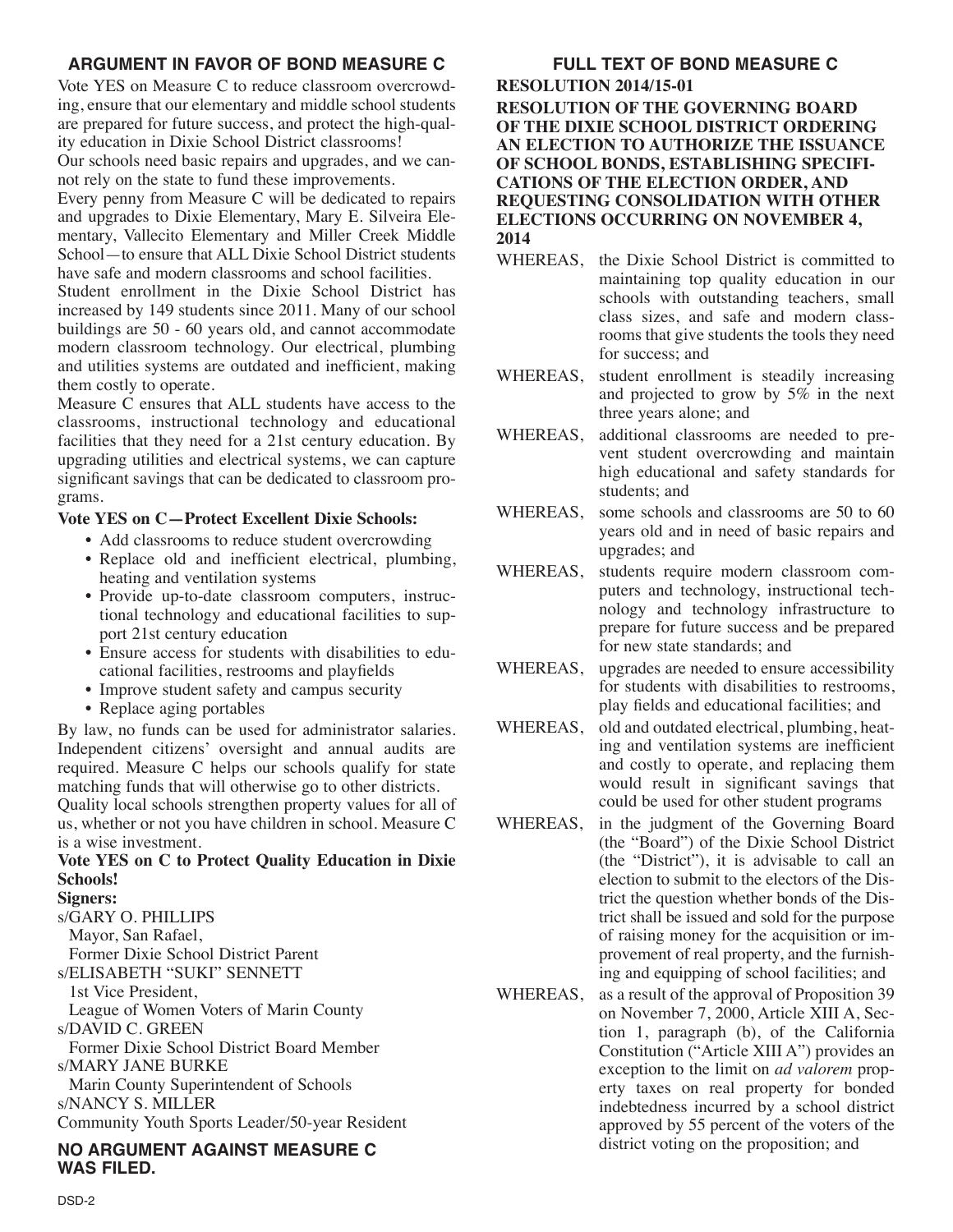## ARGUMENT IN FAVOR OF BOND MEASURE C

Vote YES on Measure C to reduce classroom overcrowding, ensure that our elementary and middle school students are prepared for future success, and protect the high-quality education in Dixie School District classrooms!

Our schools need basic repairs and upgrades, and we cannot rely on the state to fund these improvements.

Every penny from Measure C will be dedicated to repairs and upgrades to Dixie Elementary, Mary E. Silveira Elementary, Vallecito Elementary and Miller Creek Middle School—to ensure that ALL Dixie School District students have safe and modern classrooms and school facilities.

Student enrollment in the Dixie School District has increased by 149 students since 2011. Many of our school buildings are 50 - 60 years old, and cannot accommodate modern classroom technology. Our electrical, plumbing and utilities systems are outdated and inefficient, making them costly to operate.

Measure C ensures that ALL students have access to the classrooms, instructional technology and educational facilities that they need for a 21st century education. By upgrading utilities and electrical systems, we can capture significant savings that can be dedicated to classroom programs.

**Vote YES on C—Protect Excellent Dixie Schools:**

- Add classrooms to reduce student overcrowding
- Replace old and inefficient electrical, plumbing, heating and ventilation systems
- Provide up-to-date classroom computers, instructional technology and educational facilities to support 21st century education
- Ensure access for students with disabilities to educational facilities, restrooms and playfields
- Improve student safety and campus security
- Replace aging portables

By law, no funds can be used for administrator salaries. Independent citizens' oversight and annual audits are required. Measure C helps our schools qualify for state matching funds that will otherwise go to other districts.

Quality local schools strengthen property values for all of us, whether or not you have children in school. Measure C is a wise investment.

**Vote YES on C to Protect Quality Education in Dixie Schools!**

**Signers:**

s/GARY O. PHILLIPS
Mayor, San Rafael,
Former Dixie School District Parent

s/ELISABETH "SUKI" SENNETT
1st Vice President,
League of Women Voters of Marin County

s/DAVID C. GREEN
Former Dixie School District Board Member

s/MARY JANE BURKE
Marin County Superintendent of Schools

s/NANCY S. MILLER
Community Youth Sports Leader/50-year Resident

## NO ARGUMENT AGAINST MEASURE C WAS FILED.

## FULL TEXT OF BOND MEASURE C

**RESOLUTION 2014/15-01**

**RESOLUTION OF THE GOVERNING BOARD OF THE DIXIE SCHOOL DISTRICT ORDERING AN ELECTION TO AUTHORIZE THE ISSUANCE OF SCHOOL BONDS, ESTABLISHING SPECIFICATIONS OF THE ELECTION ORDER, AND REQUESTING CONSOLIDATION WITH OTHER ELECTIONS OCCURRING ON NOVEMBER 4, 2014**

WHEREAS, the Dixie School District is committed to maintaining top quality education in our schools with outstanding teachers, small class sizes, and safe and modern classrooms that give students the tools they need for success; and

WHEREAS, student enrollment is steadily increasing and projected to grow by 5% in the next three years alone; and

WHEREAS, additional classrooms are needed to prevent student overcrowding and maintain high educational and safety standards for students; and

WHEREAS, some schools and classrooms are 50 to 60 years old and in need of basic repairs and upgrades; and

WHEREAS, students require modern classroom computers and technology, instructional technology and technology infrastructure to prepare for future success and be prepared for new state standards; and

WHEREAS, upgrades are needed to ensure accessibility for students with disabilities to restrooms, play fields and educational facilities; and

WHEREAS, old and outdated electrical, plumbing, heating and ventilation systems are inefficient and costly to operate, and replacing them would result in significant savings that could be used for other student programs

WHEREAS, in the judgment of the Governing Board (the "Board") of the Dixie School District (the "District"), it is advisable to call an election to submit to the electors of the District the question whether bonds of the District shall be issued and sold for the purpose of raising money for the acquisition or improvement of real property, and the furnishing and equipping of school facilities; and

WHEREAS, as a result of the approval of Proposition 39 on November 7, 2000, Article XIII A, Section 1, paragraph (b), of the California Constitution ("Article XIII A") provides an exception to the limit on *ad valorem* property taxes on real property for bonded indebtedness incurred by a school district approved by 55 percent of the voters of the district voting on the proposition; and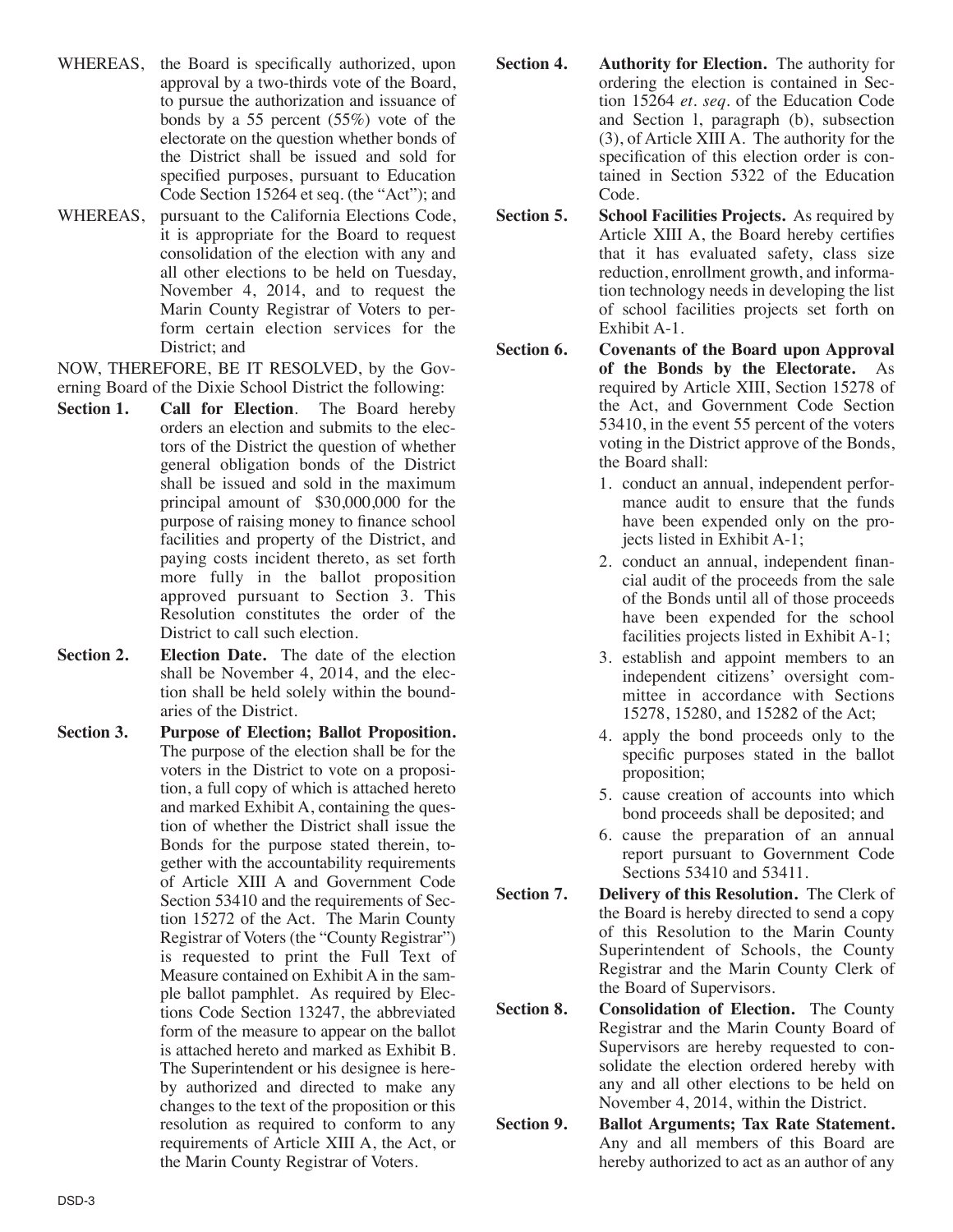WHEREAS, the Board is specifically authorized, upon approval by a two-thirds vote of the Board, to pursue the authorization and issuance of bonds by a 55 percent (55%) vote of the electorate on the question whether bonds of the District shall be issued and sold for specified purposes, pursuant to Education Code Section 15264 et seq. (the "Act"); and

WHEREAS, pursuant to the California Elections Code, it is appropriate for the Board to request consolidation of the election with any and all other elections to be held on Tuesday, November 4, 2014, and to request the Marin County Registrar of Voters to perform certain election services for the District; and

NOW, THEREFORE, BE IT RESOLVED, by the Governing Board of the Dixie School District the following:

**Section 1. Call for Election**. The Board hereby orders an election and submits to the electors of the District the question of whether general obligation bonds of the District shall be issued and sold in the maximum principal amount of $30,000,000 for the purpose of raising money to finance school facilities and property of the District, and paying costs incident thereto, as set forth more fully in the ballot proposition approved pursuant to Section 3. This Resolution constitutes the order of the District to call such election.

**Section 2. Election Date.** The date of the election shall be November 4, 2014, and the election shall be held solely within the boundaries of the District.

**Section 3. Purpose of Election; Ballot Proposition.** The purpose of the election shall be for the voters in the District to vote on a proposition, a full copy of which is attached hereto and marked Exhibit A, containing the question of whether the District shall issue the Bonds for the purpose stated therein, together with the accountability requirements of Article XIII A and Government Code Section 53410 and the requirements of Section 15272 of the Act. The Marin County Registrar of Voters (the "County Registrar") is requested to print the Full Text of Measure contained on Exhibit A in the sample ballot pamphlet. As required by Elections Code Section 13247, the abbreviated form of the measure to appear on the ballot is attached hereto and marked as Exhibit B. The Superintendent or his designee is hereby authorized and directed to make any changes to the text of the proposition or this resolution as required to conform to any requirements of Article XIII A, the Act, or the Marin County Registrar of Voters.

**Section 4. Authority for Election.** The authority for ordering the election is contained in Section 15264 *et. seq.* of the Education Code and Section 1, paragraph (b), subsection (3), of Article XIII A. The authority for the specification of this election order is contained in Section 5322 of the Education Code.

**Section 5. School Facilities Projects.** As required by Article XIII A, the Board hereby certifies that it has evaluated safety, class size reduction, enrollment growth, and information technology needs in developing the list of school facilities projects set forth on Exhibit A-1.

**Section 6. Covenants of the Board upon Approval of the Bonds by the Electorate.** As required by Article XIII, Section 15278 of the Act, and Government Code Section 53410, in the event 55 percent of the voters voting in the District approve of the Bonds, the Board shall:

1. conduct an annual, independent performance audit to ensure that the funds have been expended only on the projects listed in Exhibit A-1;
2. conduct an annual, independent financial audit of the proceeds from the sale of the Bonds until all of those proceeds have been expended for the school facilities projects listed in Exhibit A-1;
3. establish and appoint members to an independent citizens' oversight committee in accordance with Sections 15278, 15280, and 15282 of the Act;
4. apply the bond proceeds only to the specific purposes stated in the ballot proposition;
5. cause creation of accounts into which bond proceeds shall be deposited; and
6. cause the preparation of an annual report pursuant to Government Code Sections 53410 and 53411.

**Section 7. Delivery of this Resolution.** The Clerk of the Board is hereby directed to send a copy of this Resolution to the Marin County Superintendent of Schools, the County Registrar and the Marin County Clerk of the Board of Supervisors.

**Section 8. Consolidation of Election.** The County Registrar and the Marin County Board of Supervisors are hereby requested to consolidate the election ordered hereby with any and all other elections to be held on November 4, 2014, within the District.

**Section 9. Ballot Arguments; Tax Rate Statement.** Any and all members of this Board are hereby authorized to act as an author of any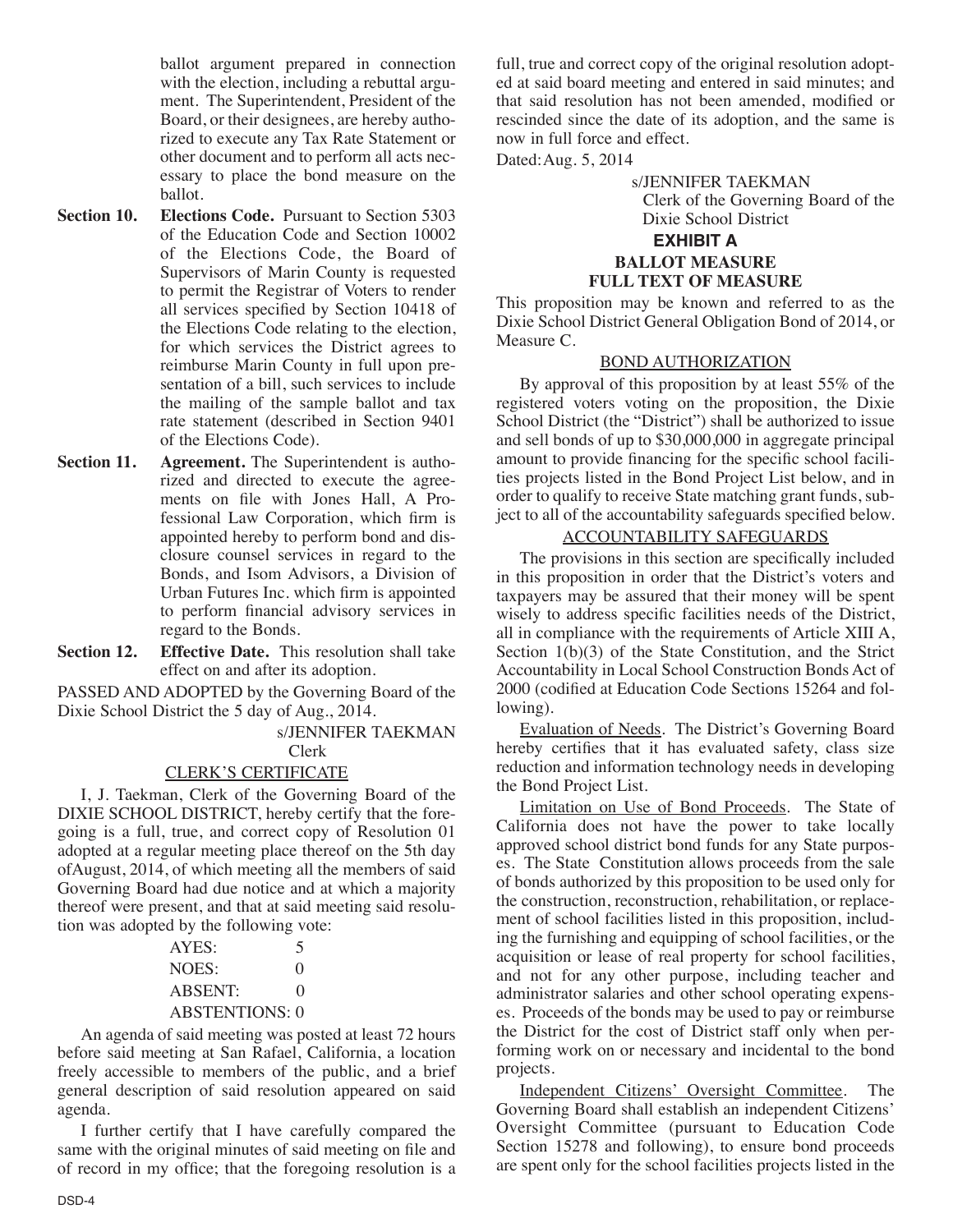ballot argument prepared in connection with the election, including a rebuttal argument. The Superintendent, President of the Board, or their designees, are hereby authorized to execute any Tax Rate Statement or other document and to perform all acts necessary to place the bond measure on the ballot.

**Section 10. Elections Code.** Pursuant to Section 5303 of the Education Code and Section 10002 of the Elections Code, the Board of Supervisors of Marin County is requested to permit the Registrar of Voters to render all services specified by Section 10418 of the Elections Code relating to the election, for which services the District agrees to reimburse Marin County in full upon presentation of a bill, such services to include the mailing of the sample ballot and tax rate statement (described in Section 9401 of the Elections Code).

**Section 11. Agreement.** The Superintendent is authorized and directed to execute the agreements on file with Jones Hall, A Professional Law Corporation, which firm is appointed hereby to perform bond and disclosure counsel services in regard to the Bonds, and Isom Advisors, a Division of Urban Futures Inc. which firm is appointed to perform financial advisory services in regard to the Bonds.

**Section 12. Effective Date.** This resolution shall take effect on and after its adoption.

PASSED AND ADOPTED by the Governing Board of the Dixie School District the 5 day of Aug., 2014.

s/JENNIFER TAEKMAN
Clerk

CLERK'S CERTIFICATE

I, J. Taekman, Clerk of the Governing Board of the DIXIE SCHOOL DISTRICT, hereby certify that the foregoing is a full, true, and correct copy of Resolution 01 adopted at a regular meeting place thereof on the 5th day ofAugust, 2014, of which meeting all the members of said Governing Board had due notice and at which a majority thereof were present, and that at said meeting said resolution was adopted by the following vote:

AYES: 5
NOES: 0
ABSENT: 0
ABSTENTIONS: 0

An agenda of said meeting was posted at least 72 hours before said meeting at San Rafael, California, a location freely accessible to members of the public, and a brief general description of said resolution appeared on said agenda.

I further certify that I have carefully compared the same with the original minutes of said meeting on file and of record in my office; that the foregoing resolution is a full, true and correct copy of the original resolution adopted at said board meeting and entered in said minutes; and that said resolution has not been amended, modified or rescinded since the date of its adoption, and the same is now in full force and effect.

Dated: Aug. 5, 2014

s/JENNIFER TAEKMAN
Clerk of the Governing Board of the Dixie School District

## EXHIBIT A

### BALLOT MEASURE
### FULL TEXT OF MEASURE

This proposition may be known and referred to as the Dixie School District General Obligation Bond of 2014, or Measure C.

BOND AUTHORIZATION

By approval of this proposition by at least 55% of the registered voters voting on the proposition, the Dixie School District (the "District") shall be authorized to issue and sell bonds of up to $30,000,000 in aggregate principal amount to provide financing for the specific school facilities projects listed in the Bond Project List below, and in order to qualify to receive State matching grant funds, subject to all of the accountability safeguards specified below.

ACCOUNTABILITY SAFEGUARDS

The provisions in this section are specifically included in this proposition in order that the District's voters and taxpayers may be assured that their money will be spent wisely to address specific facilities needs of the District, all in compliance with the requirements of Article XIII A, Section 1(b)(3) of the State Constitution, and the Strict Accountability in Local School Construction Bonds Act of 2000 (codified at Education Code Sections 15264 and following).

Evaluation of Needs. The District's Governing Board hereby certifies that it has evaluated safety, class size reduction and information technology needs in developing the Bond Project List.

Limitation on Use of Bond Proceeds. The State of California does not have the power to take locally approved school district bond funds for any State purposes. The State Constitution allows proceeds from the sale of bonds authorized by this proposition to be used only for the construction, reconstruction, rehabilitation, or replacement of school facilities listed in this proposition, including the furnishing and equipping of school facilities, or the acquisition or lease of real property for school facilities, and not for any other purpose, including teacher and administrator salaries and other school operating expenses. Proceeds of the bonds may be used to pay or reimburse the District for the cost of District staff only when performing work on or necessary and incidental to the bond projects.

Independent Citizens' Oversight Committee. The Governing Board shall establish an independent Citizens' Oversight Committee (pursuant to Education Code Section 15278 and following), to ensure bond proceeds are spent only for the school facilities projects listed in the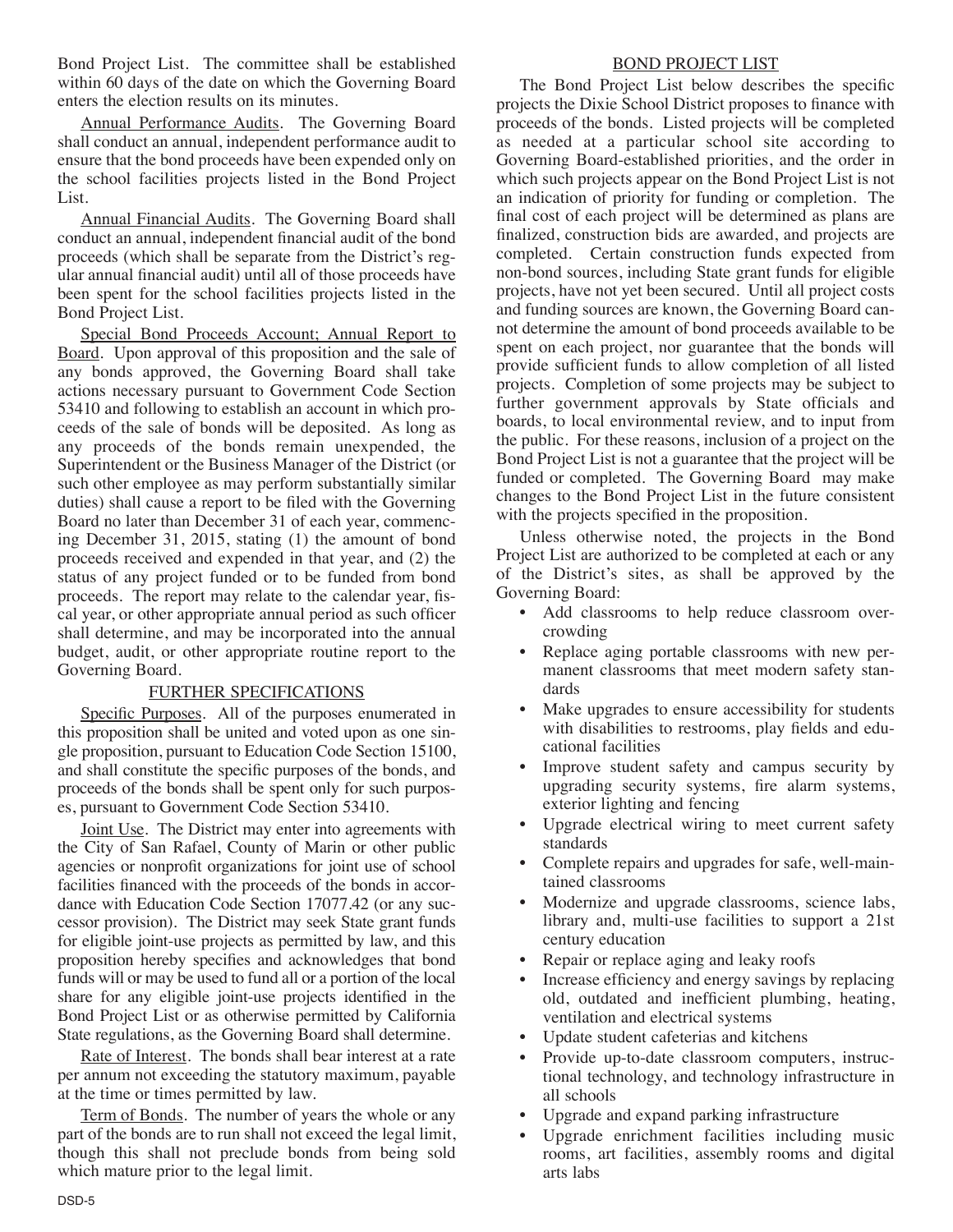Bond Project List. The committee shall be established within 60 days of the date on which the Governing Board enters the election results on its minutes.

Annual Performance Audits. The Governing Board shall conduct an annual, independent performance audit to ensure that the bond proceeds have been expended only on the school facilities projects listed in the Bond Project List.

Annual Financial Audits. The Governing Board shall conduct an annual, independent financial audit of the bond proceeds (which shall be separate from the District's regular annual financial audit) until all of those proceeds have been spent for the school facilities projects listed in the Bond Project List.

Special Bond Proceeds Account; Annual Report to Board. Upon approval of this proposition and the sale of any bonds approved, the Governing Board shall take actions necessary pursuant to Government Code Section 53410 and following to establish an account in which proceeds of the sale of bonds will be deposited. As long as any proceeds of the bonds remain unexpended, the Superintendent or the Business Manager of the District (or such other employee as may perform substantially similar duties) shall cause a report to be filed with the Governing Board no later than December 31 of each year, commencing December 31, 2015, stating (1) the amount of bond proceeds received and expended in that year, and (2) the status of any project funded or to be funded from bond proceeds. The report may relate to the calendar year, fiscal year, or other appropriate annual period as such officer shall determine, and may be incorporated into the annual budget, audit, or other appropriate routine report to the Governing Board.

## FURTHER SPECIFICATIONS

Specific Purposes. All of the purposes enumerated in this proposition shall be united and voted upon as one single proposition, pursuant to Education Code Section 15100, and shall constitute the specific purposes of the bonds, and proceeds of the bonds shall be spent only for such purposes, pursuant to Government Code Section 53410.

Joint Use. The District may enter into agreements with the City of San Rafael, County of Marin or other public agencies or nonprofit organizations for joint use of school facilities financed with the proceeds of the bonds in accordance with Education Code Section 17077.42 (or any successor provision). The District may seek State grant funds for eligible joint-use projects as permitted by law, and this proposition hereby specifies and acknowledges that bond funds will or may be used to fund all or a portion of the local share for any eligible joint-use projects identified in the Bond Project List or as otherwise permitted by California State regulations, as the Governing Board shall determine.

Rate of Interest. The bonds shall bear interest at a rate per annum not exceeding the statutory maximum, payable at the time or times permitted by law.

Term of Bonds. The number of years the whole or any part of the bonds are to run shall not exceed the legal limit, though this shall not preclude bonds from being sold which mature prior to the legal limit.

## BOND PROJECT LIST

The Bond Project List below describes the specific projects the Dixie School District proposes to finance with proceeds of the bonds. Listed projects will be completed as needed at a particular school site according to Governing Board-established priorities, and the order in which such projects appear on the Bond Project List is not an indication of priority for funding or completion. The final cost of each project will be determined as plans are finalized, construction bids are awarded, and projects are completed. Certain construction funds expected from non-bond sources, including State grant funds for eligible projects, have not yet been secured. Until all project costs and funding sources are known, the Governing Board cannot determine the amount of bond proceeds available to be spent on each project, nor guarantee that the bonds will provide sufficient funds to allow completion of all listed projects. Completion of some projects may be subject to further government approvals by State officials and boards, to local environmental review, and to input from the public. For these reasons, inclusion of a project on the Bond Project List is not a guarantee that the project will be funded or completed. The Governing Board may make changes to the Bond Project List in the future consistent with the projects specified in the proposition.

Unless otherwise noted, the projects in the Bond Project List are authorized to be completed at each or any of the District's sites, as shall be approved by the Governing Board:

- Add classrooms to help reduce classroom overcrowding
- Replace aging portable classrooms with new permanent classrooms that meet modern safety standards
- Make upgrades to ensure accessibility for students with disabilities to restrooms, play fields and educational facilities
- Improve student safety and campus security by upgrading security systems, fire alarm systems, exterior lighting and fencing
- Upgrade electrical wiring to meet current safety standards
- Complete repairs and upgrades for safe, well-maintained classrooms
- Modernize and upgrade classrooms, science labs, library and, multi-use facilities to support a 21st century education
- Repair or replace aging and leaky roofs
- Increase efficiency and energy savings by replacing old, outdated and inefficient plumbing, heating, ventilation and electrical systems
- Update student cafeterias and kitchens
- Provide up-to-date classroom computers, instructional technology, and technology infrastructure in all schools
- Upgrade and expand parking infrastructure
- Upgrade enrichment facilities including music rooms, art facilities, assembly rooms and digital arts labs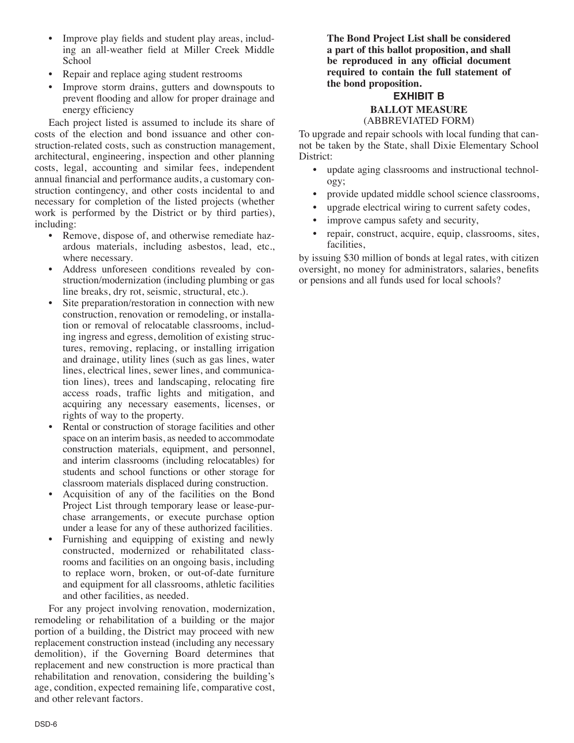- Improve play fields and student play areas, including an all-weather field at Miller Creek Middle School
- Repair and replace aging student restrooms
- Improve storm drains, gutters and downspouts to prevent flooding and allow for proper drainage and energy efficiency

Each project listed is assumed to include its share of costs of the election and bond issuance and other construction-related costs, such as construction management, architectural, engineering, inspection and other planning costs, legal, accounting and similar fees, independent annual financial and performance audits, a customary construction contingency, and other costs incidental to and necessary for completion of the listed projects (whether work is performed by the District or by third parties), including:

- Remove, dispose of, and otherwise remediate hazardous materials, including asbestos, lead, etc., where necessary.
- Address unforeseen conditions revealed by construction/modernization (including plumbing or gas line breaks, dry rot, seismic, structural, etc.).
- Site preparation/restoration in connection with new construction, renovation or remodeling, or installation or removal of relocatable classrooms, including ingress and egress, demolition of existing structures, removing, replacing, or installing irrigation and drainage, utility lines (such as gas lines, water lines, electrical lines, sewer lines, and communication lines), trees and landscaping, relocating fire access roads, traffic lights and mitigation, and acquiring any necessary easements, licenses, or rights of way to the property.
- Rental or construction of storage facilities and other space on an interim basis, as needed to accommodate construction materials, equipment, and personnel, and interim classrooms (including relocatables) for students and school functions or other storage for classroom materials displaced during construction.
- Acquisition of any of the facilities on the Bond Project List through temporary lease or lease-purchase arrangements, or execute purchase option under a lease for any of these authorized facilities.
- Furnishing and equipping of existing and newly constructed, modernized or rehabilitated classrooms and facilities on an ongoing basis, including to replace worn, broken, or out-of-date furniture and equipment for all classrooms, athletic facilities and other facilities, as needed.

For any project involving renovation, modernization, remodeling or rehabilitation of a building or the major portion of a building, the District may proceed with new replacement construction instead (including any necessary demolition), if the Governing Board determines that replacement and new construction is more practical than rehabilitation and renovation, considering the building's age, condition, expected remaining life, comparative cost, and other relevant factors.

**The Bond Project List shall be considered a part of this ballot proposition, and shall be reproduced in any official document required to contain the full statement of the bond proposition.**

## EXHIBIT B

### BALLOT MEASURE
(ABBREVIATED FORM)

To upgrade and repair schools with local funding that cannot be taken by the State, shall Dixie Elementary School District:

- update aging classrooms and instructional technology;
- provide updated middle school science classrooms,
- upgrade electrical wiring to current safety codes,
- improve campus safety and security,
- repair, construct, acquire, equip, classrooms, sites, facilities,

by issuing $30 million of bonds at legal rates, with citizen oversight, no money for administrators, salaries, benefits or pensions and all funds used for local schools?